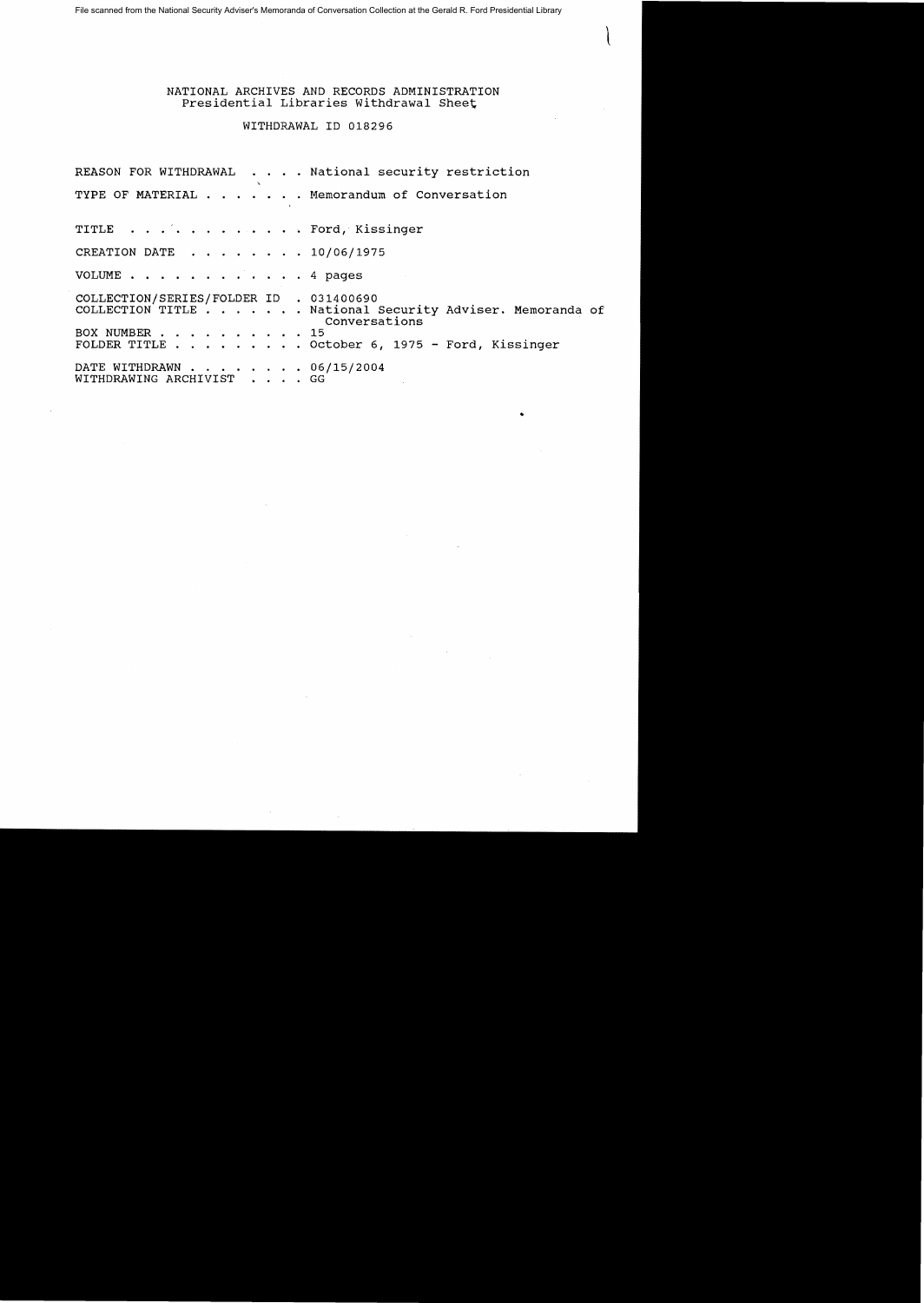File scanned from the National Security Adviser's Memoranda of Conversation Collection at the Gerald R. Ford Presidential Library

NATIONAL ARCHIVES AND RECORDS ADMINISTRATION
Presidential Libraries Withdrawal Sheet

WITHDRAWAL ID 018296

REASON FOR WITHDRAWAL . . . . National security restriction

TYPE OF MATERIAL . . . . . . . Memorandum of Conversation

TITLE . . . . . . . . . . . . Ford, Kissinger

CREATION DATE . . . . . . . . 10/06/1975

VOLUME . . . . . . . . . . . . 4 pages

COLLECTION/SERIES/FOLDER ID . 031400690
COLLECTION TITLE . . . . . . . National Security Adviser. Memoranda of Conversations
BOX NUMBER . . . . . . . . . . 15
FOLDER TITLE . . . . . . . . . October 6, 1975 - Ford, Kissinger

DATE WITHDRAWN . . . . . . . . 06/15/2004
WITHDRAWING ARCHIVIST . . . . GG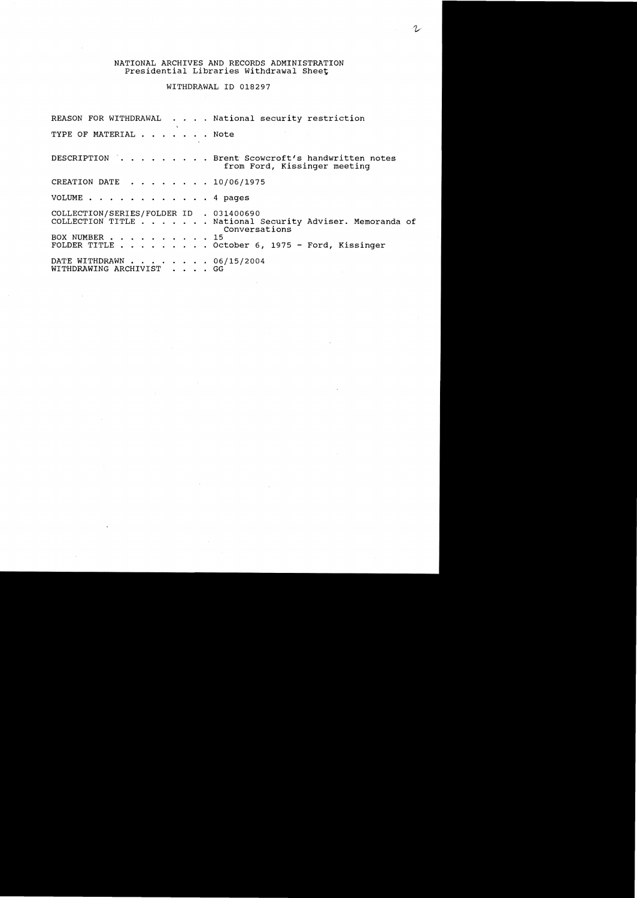NATIONAL ARCHIVES AND RECORDS ADMINISTRATION
Presidential Libraries Withdrawal Sheet

WITHDRAWAL ID 018297

REASON FOR WITHDRAWAL . . . . National security restriction

TYPE OF MATERIAL . . . . . . . Note

DESCRIPTION . . . . . . . . . Brent Scowcroft's handwritten notes from Ford, Kissinger meeting

CREATION DATE . . . . . . . . 10/06/1975

VOLUME . . . . . . . . . . . . 4 pages

COLLECTION/SERIES/FOLDER ID . 031400690
COLLECTION TITLE . . . . . . . National Security Adviser. Memoranda of Conversations
BOX NUMBER . . . . . . . . . . 15
FOLDER TITLE . . . . . . . . . October 6, 1975 - Ford, Kissinger

DATE WITHDRAWN . . . . . . . . 06/15/2004
WITHDRAWING ARCHIVIST . . . . GG